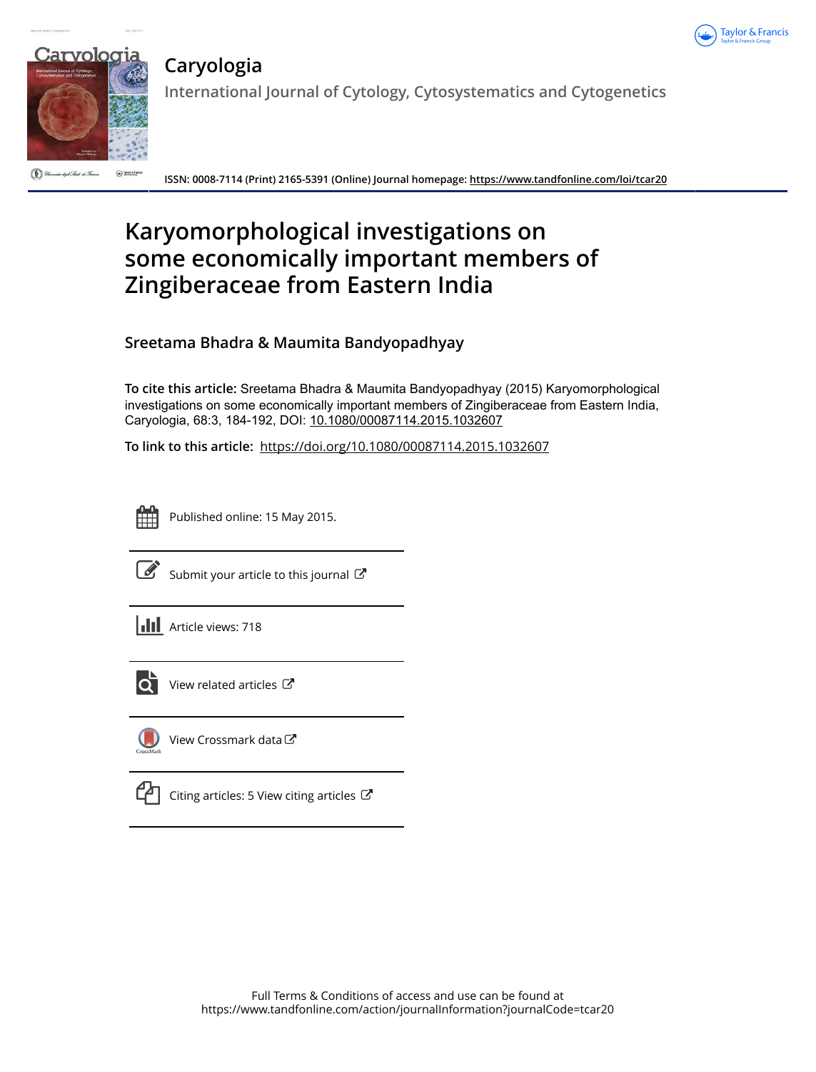# Caryologia

International Journal of Cytology, Cytosystematics and Cytogenetics

ISSN: 0008-7114 (Print) 2165-5391 (Online) Journal homepage: https://www.tandfonline.com/loi/tcar20

# Karyomorphological investigations on some economically important members of Zingiberaceae from Eastern India

**Sreetama Bhadra & Maumita Bandyopadhyay**

**To cite this article:** Sreetama Bhadra & Maumita Bandyopadhyay (2015) Karyomorphological investigations on some economically important members of Zingiberaceae from Eastern India, Caryologia, 68:3, 184-192, DOI: 10.1080/00087114.2015.1032607

**To link to this article:** https://doi.org/10.1080/00087114.2015.1032607

Published online: 15 May 2015.

Submit your article to this journal

Article views: 718

View related articles

View Crossmark data

Citing articles: 5 View citing articles

Full Terms & Conditions of access and use can be found at
https://www.tandfonline.com/action/journalInformation?journalCode=tcar20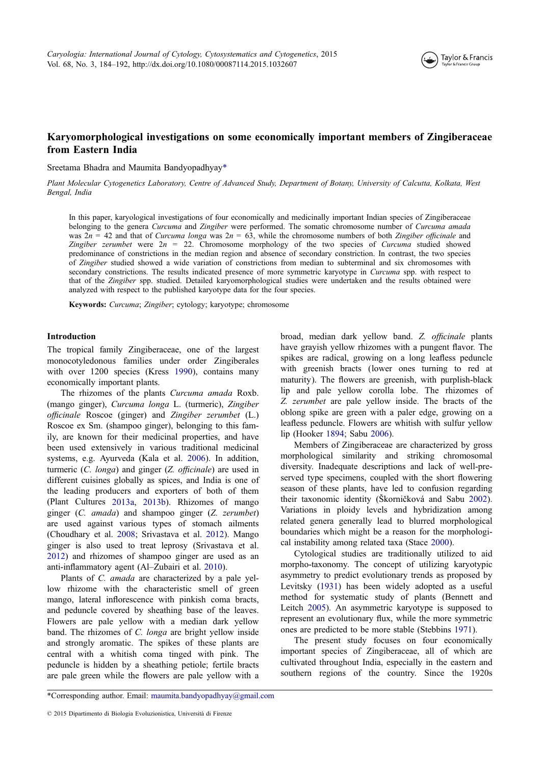# Karyomorphological investigations on some economically important members of Zingiberaceae from Eastern India

Sreetama Bhadra and Maumita Bandyopadhyay*

*Plant Molecular Cytogenetics Laboratory, Centre of Advanced Study, Department of Botany, University of Calcutta, Kolkata, West Bengal, India*

In this paper, karyological investigations of four economically and medicinally important Indian species of Zingiberaceae belonging to the genera *Curcuma* and *Zingiber* were performed. The somatic chromosome number of *Curcuma amada* was $2n = 42$ and that of *Curcuma longa* was $2n = 63$, while the chromosome numbers of both *Zingiber officinale* and *Zingiber zerumbet* were $2n = 22$. Chromosome morphology of the two species of *Curcuma* studied showed predominance of constrictions in the median region and absence of secondary constriction. In contrast, the two species of *Zingiber* studied showed a wide variation of constrictions from median to subterminal and six chromosomes with secondary constrictions. The results indicated presence of more symmetric karyotype in *Curcuma* spp. with respect to that of the *Zingiber* spp. studied. Detailed karyomorphological studies were undertaken and the results obtained were analyzed with respect to the published karyotype data for the four species.

**Keywords:** *Curcuma*; *Zingiber*; cytology; karyotype; chromosome

## Introduction

The tropical family Zingiberaceae, one of the largest monocotyledonous families under order Zingiberales with over 1200 species (Kress 1990), contains many economically important plants.

The rhizomes of the plants *Curcuma amada* Roxb. (mango ginger), *Curcuma longa* L. (turmeric), *Zingiber officinale* Roscoe (ginger) and *Zingiber zerumbet* (L.) Roscoe ex Sm. (shampoo ginger), belonging to this family, are known for their medicinal properties, and have been used extensively in various traditional medicinal systems, e.g. Ayurveda (Kala et al. 2006). In addition, turmeric (*C. longa*) and ginger (*Z. officinale*) are used in different cuisines globally as spices, and India is one of the leading producers and exporters of both of them (Plant Cultures 2013a, 2013b). Rhizomes of mango ginger (*C. amada*) and shampoo ginger (*Z. zerumbet*) are used against various types of stomach ailments (Choudhary et al. 2008; Srivastava et al. 2012). Mango ginger is also used to treat leprosy (Srivastava et al. 2012) and rhizomes of shampoo ginger are used as an anti-inflammatory agent (Al–Zubairi et al. 2010).

Plants of *C. amada* are characterized by a pale yellow rhizome with the characteristic smell of green mango, lateral inflorescence with pinkish coma bracts, and peduncle covered by sheathing base of the leaves. Flowers are pale yellow with a median dark yellow band. The rhizomes of *C. longa* are bright yellow inside and strongly aromatic. The spikes of these plants are central with a whitish coma tinged with pink. The peduncle is hidden by a sheathing petiole; fertile bracts are pale green while the flowers are pale yellow with a broad, median dark yellow band. *Z. officinale* plants have grayish yellow rhizomes with a pungent flavor. The spikes are radical, growing on a long leafless peduncle with greenish bracts (lower ones turning to red at maturity). The flowers are greenish, with purplish-black lip and pale yellow corolla lobe. The rhizomes of *Z. zerumbet* are pale yellow inside. The bracts of the oblong spike are green with a paler edge, growing on a leafless peduncle. Flowers are whitish with sulfur yellow lip (Hooker 1894; Sabu 2006).

Members of Zingiberaceae are characterized by gross morphological similarity and striking chromosomal diversity. Inadequate descriptions and lack of well-preserved type specimens, coupled with the short flowering season of these plants, have led to confusion regarding their taxonomic identity (Škorničková and Sabu 2002). Variations in ploidy levels and hybridization among related genera generally lead to blurred morphological boundaries which might be a reason for the morphological instability among related taxa (Stace 2000).

Cytological studies are traditionally utilized to aid morpho-taxonomy. The concept of utilizing karyotypic asymmetry to predict evolutionary trends as proposed by Levitsky (1931) has been widely adopted as a useful method for systematic study of plants (Bennett and Leitch 2005). An asymmetric karyotype is supposed to represent an evolutionary flux, while the more symmetric ones are predicted to be more stable (Stebbins 1971).

The present study focuses on four economically important species of Zingiberaceae, all of which are cultivated throughout India, especially in the eastern and southern regions of the country. Since the 1920s

*Corresponding author. Email: maumita.bandyopadhyay@gmail.com

© 2015 Dipartimento di Biologia Evoluzionistica, Università di Firenze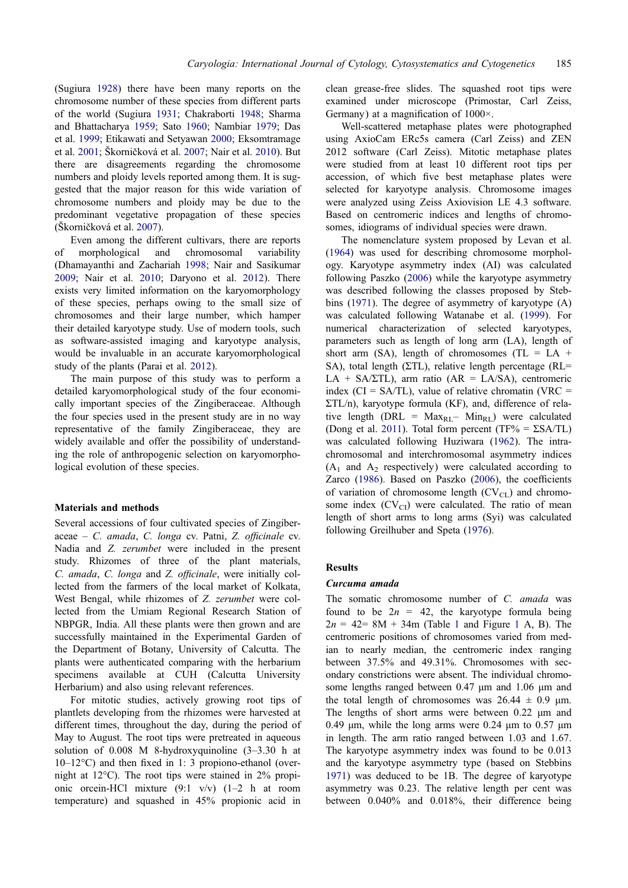(Sugiura 1928) there have been many reports on the chromosome number of these species from different parts of the world (Sugiura 1931; Chakraborti 1948; Sharma and Bhattacharya 1959; Sato 1960; Nambiar 1979; Das et al. 1999; Etikawati and Setyawan 2000; Eksomtramage et al. 2001; Škorničková et al. 2007; Nair et al. 2010). But there are disagreements regarding the chromosome numbers and ploidy levels reported among them. It is suggested that the major reason for this wide variation of chromosome numbers and ploidy may be due to the predominant vegetative propagation of these species (Škorničková et al. 2007).

Even among the different cultivars, there are reports of morphological and chromosomal variability (Dhamayanthi and Zachariah 1998; Nair and Sasikumar 2009; Nair et al. 2010; Daryono et al. 2012). There exists very limited information on the karyomorphology of these species, perhaps owing to the small size of chromosomes and their large number, which hamper their detailed karyotype study. Use of modern tools, such as software-assisted imaging and karyotype analysis, would be invaluable in an accurate karyomorphological study of the plants (Parai et al. 2012).

The main purpose of this study was to perform a detailed karyomorphological study of the four economically important species of the Zingiberaceae. Although the four species used in the present study are in no way representative of the family Zingiberaceae, they are widely available and offer the possibility of understanding the role of anthropogenic selection on karyomorphological evolution of these species.

## Materials and methods

Several accessions of four cultivated species of Zingiberaceae – *C. amada*, *C. longa* cv. Patni, *Z. officinale* cv. Nadia and *Z. zerumbet* were included in the present study. Rhizomes of three of the plant materials, *C. amada*, *C. longa* and *Z. officinale*, were initially collected from the farmers of the local market of Kolkata, West Bengal, while rhizomes of *Z. zerumbet* were collected from the Umiam Regional Research Station of NBPGR, India. All these plants were then grown and are successfully maintained in the Experimental Garden of the Department of Botany, University of Calcutta. The plants were authenticated comparing with the herbarium specimens available at CUH (Calcutta University Herbarium) and also using relevant references.

For mitotic studies, actively growing root tips of plantlets developing from the rhizomes were harvested at different times, throughout the day, during the period of May to August. The root tips were pretreated in aqueous solution of 0.008 M 8-hydroxyquinoline (3–3.30 h at 10–12°C) and then fixed in 1: 3 propiono-ethanol (overnight at 12°C). The root tips were stained in 2% propionic orcein-HCl mixture (9:1 v/v) (1–2 h at room temperature) and squashed in 45% propionic acid in clean grease-free slides. The squashed root tips were examined under microscope (Primostar, Carl Zeiss, Germany) at a magnification of 1000×.

Well-scattered metaphase plates were photographed using AxioCam ERc5s camera (Carl Zeiss) and ZEN 2012 software (Carl Zeiss). Mitotic metaphase plates were studied from at least 10 different root tips per accession, of which five best metaphase plates were selected for karyotype analysis. Chromosome images were analyzed using Zeiss Axiovision LE 4.3 software. Based on centromeric indices and lengths of chromosomes, idiograms of individual species were drawn.

The nomenclature system proposed by Levan et al. (1964) was used for describing chromosome morphology. Karyotype asymmetry index (AI) was calculated following Paszko (2006) while the karyotype asymmetry was described following the classes proposed by Stebbins (1971). The degree of asymmetry of karyotype (A) was calculated following Watanabe et al. (1999). For numerical characterization of selected karyotypes, parameters such as length of long arm (LA), length of short arm (SA), length of chromosomes (TL = LA + SA), total length (ΣTL), relative length percentage (RL= LA + SA/ΣTL), arm ratio (AR = LA/SA), centromeric index (CI = SA/TL), value of relative chromatin (VRC = ΣTL/n), karyotype formula (KF), and, difference of relative length (DRL = $Max_{RL} - Min_{RL}$) were calculated (Dong et al. 2011). Total form percent (TF% = ΣSA/TL) was calculated following Huziwara (1962). The intrachromosomal and interchromosomal asymmetry indices ($A_1$ and $A_2$ respectively) were calculated according to Zarco (1986). Based on Paszko (2006), the coefficients of variation of chromosome length ($CV_{CL}$) and chromosome index ($CV_{CI}$) were calculated. The ratio of mean length of short arms to long arms (Syi) was calculated following Greilhuber and Speta (1976).

## Results

### *Curcuma amada*

The somatic chromosome number of *C. amada* was found to be 2*n* = 42, the karyotype formula being 2*n* = 42= 8M + 34m (Table 1 and Figure 1 A, B). The centromeric positions of chromosomes varied from median to nearly median, the centromeric index ranging between 37.5% and 49.31%. Chromosomes with secondary constrictions were absent. The individual chromosome lengths ranged between 0.47 µm and 1.06 µm and the total length of chromosomes was 26.44 ± 0.9 µm. The lengths of short arms were between 0.22 µm and 0.49 µm, while the long arms were 0.24 µm to 0.57 µm in length. The arm ratio ranged between 1.03 and 1.67. The karyotype asymmetry index was found to be 0.013 and the karyotype asymmetry type (based on Stebbins 1971) was deduced to be 1B. The degree of karyotype asymmetry was 0.23. The relative length per cent was between 0.040% and 0.018%, their difference being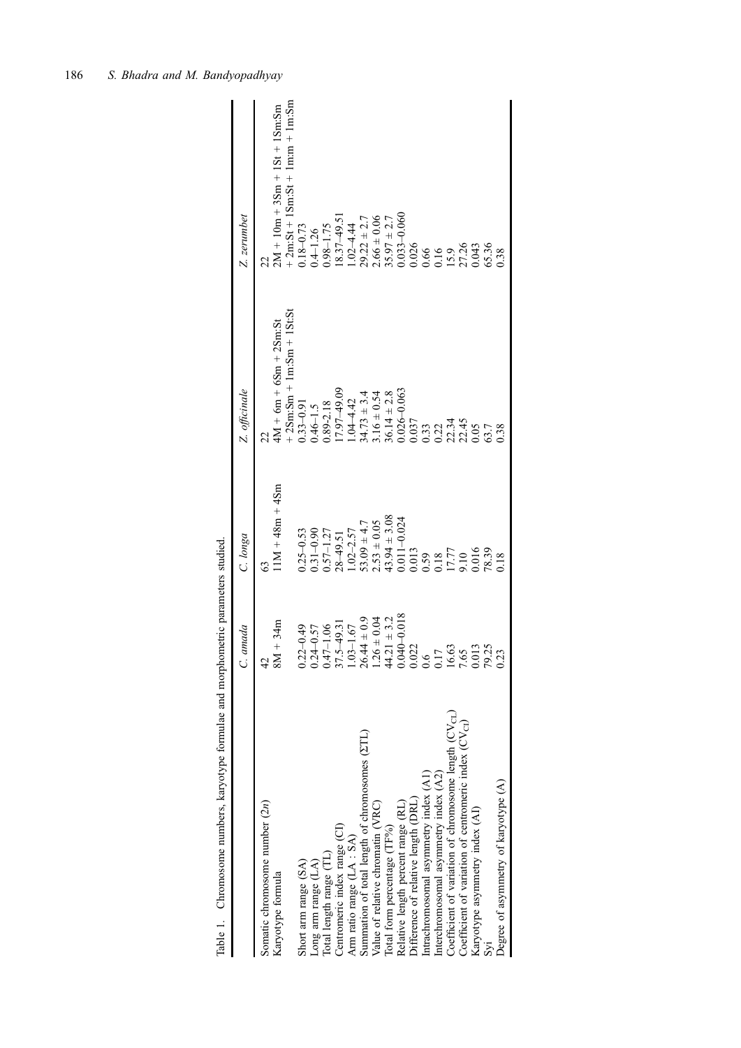Table 1. Chromosome numbers, karyotype formulae and morphometric parameters studied.

| | *C. amada* | *C. longa* | *Z. officinale* | *Z. zerumbet* |
|---|---|---|---|---|
| Somatic chromosome number (2*n*) | 42 | 63 | 22 | 22 |
| Karyotype formula | 8M + 34m | 11M + 48m + 4Sm | 4M + 6m + 6Sm + 2Sm:St + 2Sm:Sm + 1m:Sm + 1St:St | 2M + 10m + 3Sm + 1St + 1Sm:Sm + 2m:St + 1Sm:St + 1m:m + 1m:Sm |
| Short arm range (SA) | 0.22–0.49 | 0.25–0.53 | 0.33–0.91 | 0.18–0.73 |
| Long arm range (LA) | 0.24–0.57 | 0.31–0.90 | 0.46–1.5 | 0.4–1.26 |
| Total length range (TL) | 0.47–1.06 | 0.57–1.27 | 0.89-2.18 | 0.98–1.75 |
| Centromeric index range (CI) | 37.5–49.31 | 28–49.51 | 17.97–49.09 | 18.37–49.51 |
| Arm ratio range (LA : SA) | 1.03–1.67 | 1.02–2.57 | 1.04–4.42 | 1.02–4.44 |
| Summation of total length of chromosomes (ΣTL) | 26.44 ± 0.9 | 53.09 ± 4.7 | 34.73 ± 3.4 | 29.22 ± 2.7 |
| Value of relative chromatin (VRC) | 1.26 ± 0.04 | 2.53 ± 0.05 | 3.16 ± 0.54 | 2.66 ± 0.06 |
| Total form percentage (TF%) | 44.21 ± 3.2 | 43.94 ± 3.08 | 36.14 ± 2.8 | 35.97 ± 2.7 |
| Relative length percent range (RL) | 0.040–0.018 | 0.011–0.024 | 0.026–0.063 | 0.033–0.060 |
| Difference of relative length (DRL) | 0.022 | 0.013 | 0.037 | 0.026 |
| Intrachromosomal asymmetry index (A1) | 0.6 | 0.59 | 0.33 | 0.66 |
| Interchromosomal asymmetry index (A2) | 0.17 | 0.18 | 0.22 | 0.16 |
| Coefficient of variation of chromosome length ($CV_{CL}$) | 16.63 | 17.77 | 22.34 | 15.9 |
| Coefficient of variation of centromeric index ($CV_{CI}$) | 7.65 | 9.10 | 22.45 | 27.26 |
| Karyotype asymmetry index (AI) | 0.013 | 0.016 | 0.05 | 0.043 |
| Syi | 79.25 | 78.39 | 63.7 | 65.36 |
| Degree of asymmetry of karyotype (A) | 0.23 | 0.18 | 0.38 | 0.38 |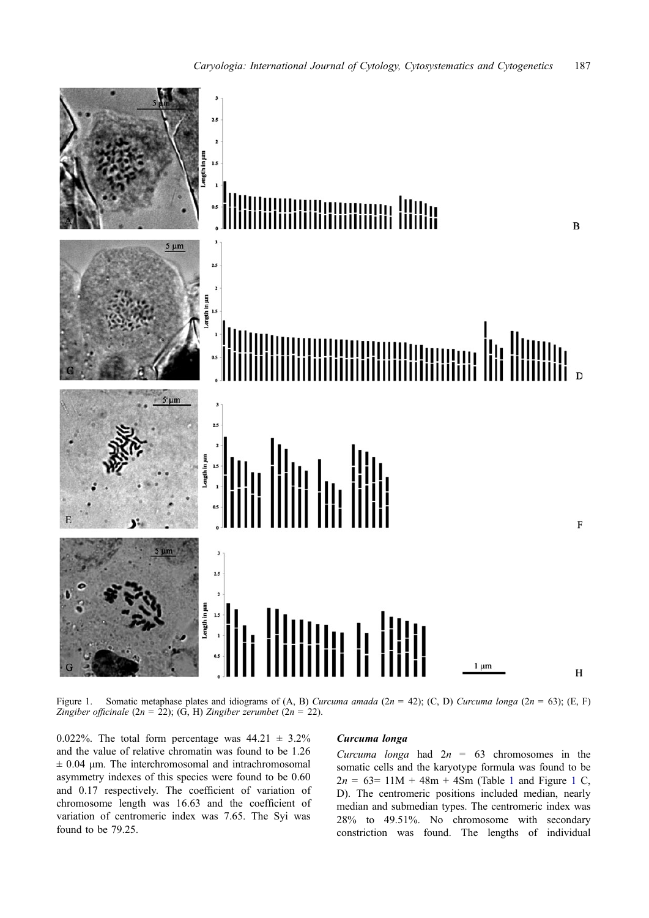Figure 1. Somatic metaphase plates and idiograms of (A, B) *Curcuma amada* ($2n$ = 42); (C, D) *Curcuma longa* ($2n$ = 63); (E, F) *Zingiber officinale* ($2n$ = 22); (G, H) *Zingiber zerumbet* ($2n$ = 22).

0.022%. The total form percentage was 44.21 ± 3.2% and the value of relative chromatin was found to be 1.26 ± 0.04 µm. The interchromosomal and intrachromosomal asymmetry indexes of this species were found to be 0.60 and 0.17 respectively. The coefficient of variation of chromosome length was 16.63 and the coefficient of variation of centromeric index was 7.65. The Syi was found to be 79.25.

### *Curcuma longa*

*Curcuma longa* had $2n$ = 63 chromosomes in the somatic cells and the karyotype formula was found to be $2n$ = 63= 11M + 48m + 4Sm (Table 1 and Figure 1 C, D). The centromeric positions included median, nearly median and submedian types. The centromeric index was 28% to 49.51%. No chromosome with secondary constriction was found. The lengths of individual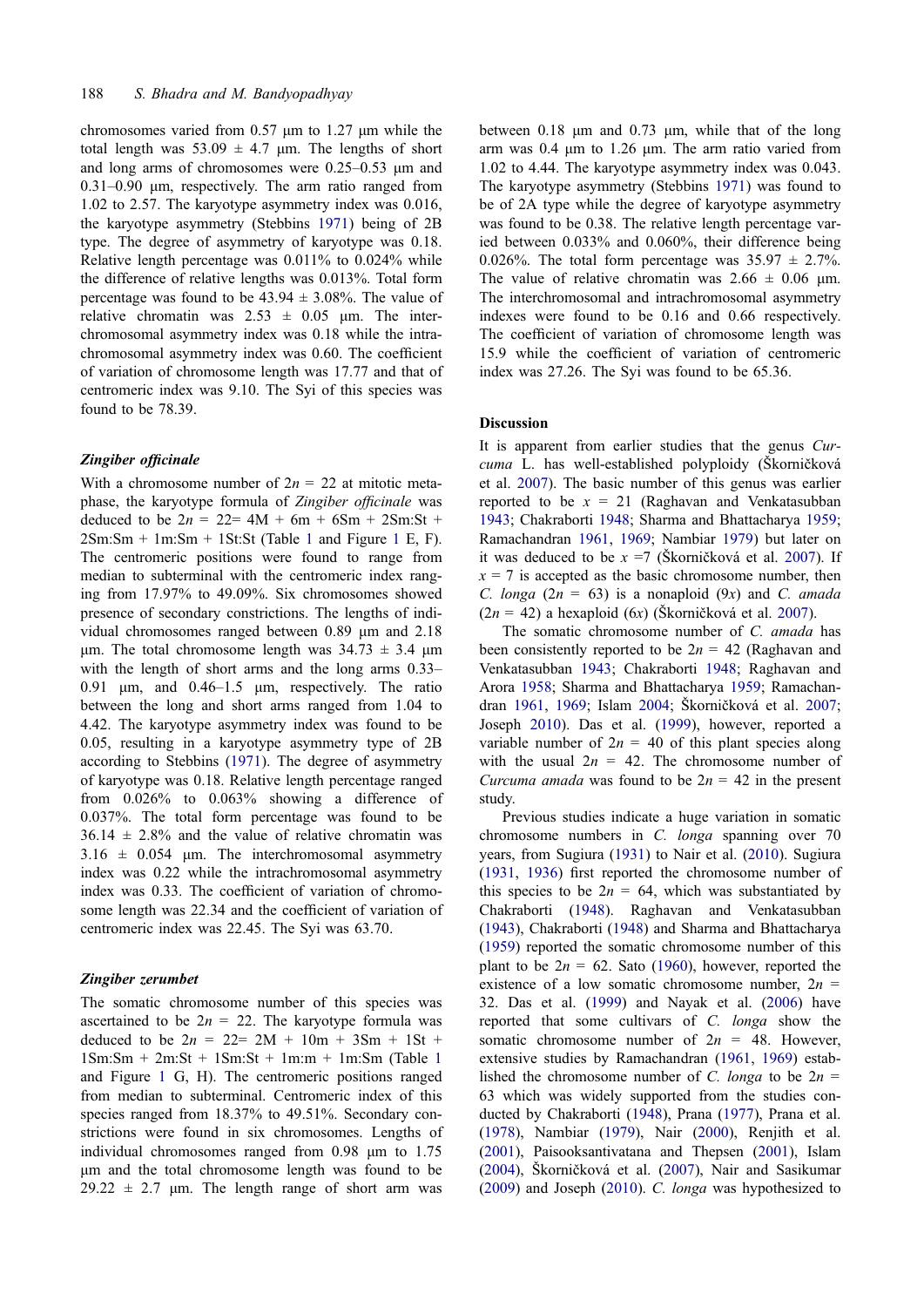chromosomes varied from 0.57 µm to 1.27 µm while the total length was 53.09 ± 4.7 µm. The lengths of short and long arms of chromosomes were 0.25–0.53 µm and 0.31–0.90 µm, respectively. The arm ratio ranged from 1.02 to 2.57. The karyotype asymmetry index was 0.016, the karyotype asymmetry (Stebbins 1971) being of 2B type. The degree of asymmetry of karyotype was 0.18. Relative length percentage was 0.011% to 0.024% while the difference of relative lengths was 0.013%. Total form percentage was found to be 43.94 ± 3.08%. The value of relative chromatin was 2.53 ± 0.05 µm. The interchromosomal asymmetry index was 0.18 while the intrachromosomal asymmetry index was 0.60. The coefficient of variation of chromosome length was 17.77 and that of centromeric index was 9.10. The Syi of this species was found to be 78.39.

### *Zingiber officinale*

With a chromosome number of $2n = 22$ at mitotic metaphase, the karyotype formula of *Zingiber officinale* was deduced to be $2n = 22 = 4M + 6m + 6Sm + 2Sm{:}St + 2Sm{:}Sm + 1m{:}Sm + 1St{:}St$ (Table 1 and Figure 1 E, F). The centromeric positions were found to range from median to subterminal with the centromeric index ranging from 17.97% to 49.09%. Six chromosomes showed presence of secondary constrictions. The lengths of individual chromosomes ranged between 0.89 µm and 2.18 µm. The total chromosome length was 34.73 ± 3.4 µm with the length of short arms and the long arms 0.33–0.91 µm, and 0.46–1.5 µm, respectively. The ratio between the long and short arms ranged from 1.04 to 4.42. The karyotype asymmetry index was found to be 0.05, resulting in a karyotype asymmetry type of 2B according to Stebbins (1971). The degree of asymmetry of karyotype was 0.18. Relative length percentage ranged from 0.026% to 0.063% showing a difference of 0.037%. The total form percentage was found to be 36.14 ± 2.8% and the value of relative chromatin was 3.16 ± 0.054 µm. The interchromosomal asymmetry index was 0.22 while the intrachromosomal asymmetry index was 0.33. The coefficient of variation of chromosome length was 22.34 and the coefficient of variation of centromeric index was 22.45. The Syi was 63.70.

### *Zingiber zerumbet*

The somatic chromosome number of this species was ascertained to be $2n = 22$. The karyotype formula was deduced to be $2n = 22 = 2M + 10m + 3Sm + 1St + 1Sm{:}Sm + 2m{:}St + 1Sm{:}St + 1m{:}m + 1m{:}Sm$ (Table 1 and Figure 1 G, H). The centromeric positions ranged from median to subterminal. Centromeric index of this species ranged from 18.37% to 49.51%. Secondary constrictions were found in six chromosomes. Lengths of individual chromosomes ranged from 0.98 µm to 1.75 µm and the total chromosome length was found to be 29.22 ± 2.7 µm. The length range of short arm was between 0.18 µm and 0.73 µm, while that of the long arm was 0.4 µm to 1.26 µm. The arm ratio varied from 1.02 to 4.44. The karyotype asymmetry index was 0.043. The karyotype asymmetry (Stebbins 1971) was found to be of 2A type while the degree of karyotype asymmetry was found to be 0.38. The relative length percentage varied between 0.033% and 0.060%, their difference being 0.026%. The total form percentage was 35.97 ± 2.7%. The value of relative chromatin was 2.66 ± 0.06 µm. The interchromosomal and intrachromosomal asymmetry indexes were found to be 0.16 and 0.66 respectively. The coefficient of variation of chromosome length was 15.9 while the coefficient of variation of centromeric index was 27.26. The Syi was found to be 65.36.

## Discussion

It is apparent from earlier studies that the genus *Curcuma* L. has well-established polyploidy (Škorničková et al. 2007). The basic number of this genus was earlier reported to be $x = 21$ (Raghavan and Venkatasubban 1943; Chakraborti 1948; Sharma and Bhattacharya 1959; Ramachandran 1961, 1969; Nambiar 1979) but later on it was deduced to be $x = 7$ (Škorničková et al. 2007). If $x = 7$ is accepted as the basic chromosome number, then *C. longa* ($2n = 63$) is a nonaploid ($9x$) and *C. amada* ($2n = 42$) a hexaploid ($6x$) (Škorničková et al. 2007).

The somatic chromosome number of *C. amada* has been consistently reported to be $2n = 42$ (Raghavan and Venkatasubban 1943; Chakraborti 1948; Raghavan and Arora 1958; Sharma and Bhattacharya 1959; Ramachandran 1961, 1969; Islam 2004; Škorničková et al. 2007; Joseph 2010). Das et al. (1999), however, reported a variable number of $2n = 40$ of this plant species along with the usual $2n = 42$. The chromosome number of *Curcuma amada* was found to be $2n = 42$ in the present study.

Previous studies indicate a huge variation in somatic chromosome numbers in *C. longa* spanning over 70 years, from Sugiura (1931) to Nair et al. (2010). Sugiura (1931, 1936) first reported the chromosome number of this species to be $2n = 64$, which was substantiated by Chakraborti (1948). Raghavan and Venkatasubban (1943), Chakraborti (1948) and Sharma and Bhattacharya (1959) reported the somatic chromosome number of this plant to be $2n = 62$. Sato (1960), however, reported the existence of a low somatic chromosome number, $2n = 32$. Das et al. (1999) and Nayak et al. (2006) have reported that some cultivars of *C. longa* show the somatic chromosome number of $2n = 48$. However, extensive studies by Ramachandran (1961, 1969) established the chromosome number of *C. longa* to be $2n = 63$ which was widely supported from the studies conducted by Chakraborti (1948), Prana (1977), Prana et al. (1978), Nambiar (1979), Nair (2000), Renjith et al. (2001), Paisooksantivatana and Thepsen (2001), Islam (2004), Škorničková et al. (2007), Nair and Sasikumar (2009) and Joseph (2010). *C. longa* was hypothesized to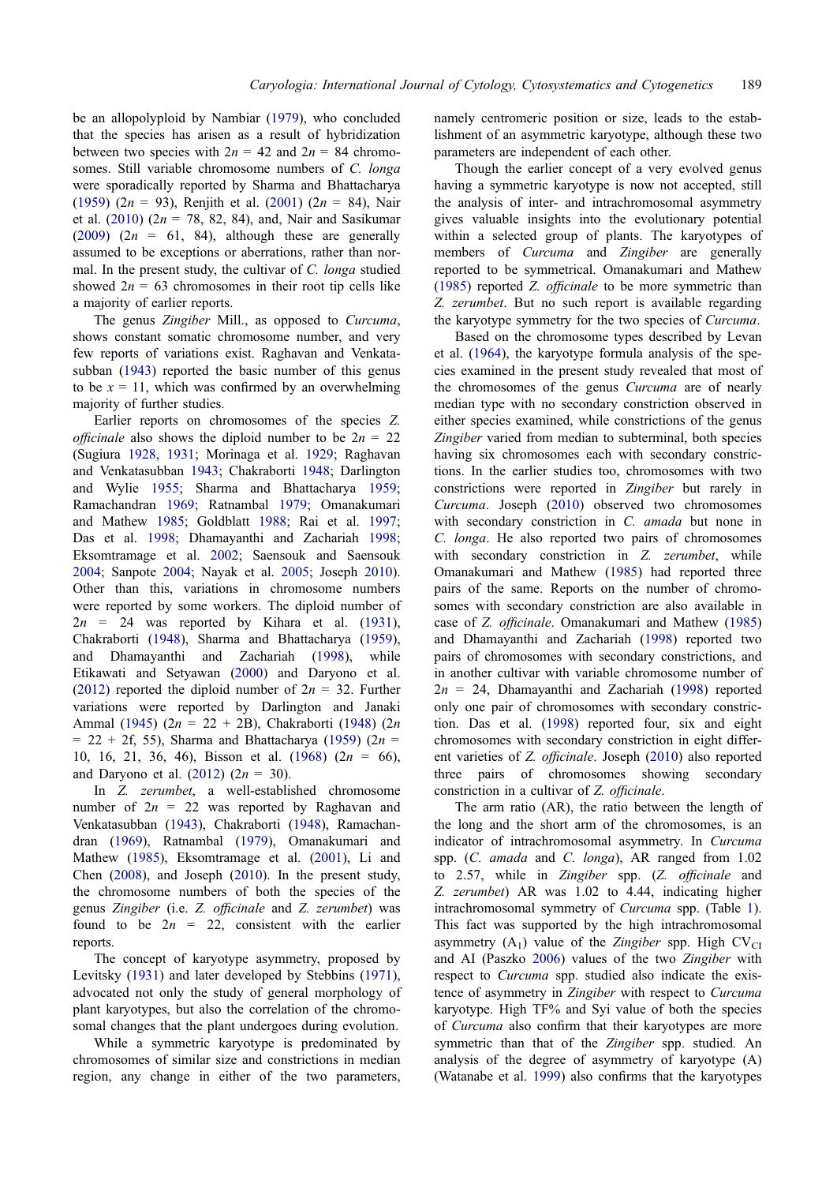be an allopolyploid by Nambiar (1979), who concluded that the species has arisen as a result of hybridization between two species with $2n = 42$ and $2n = 84$ chromosomes. Still variable chromosome numbers of *C. longa* were sporadically reported by Sharma and Bhattacharya (1959) ($2n = 93$), Renjith et al. (2001) ($2n = 84$), Nair et al. (2010) ($2n = 78, 82, 84$), and, Nair and Sasikumar (2009) ($2n = 61, 84$), although these are generally assumed to be exceptions or aberrations, rather than normal. In the present study, the cultivar of *C. longa* studied showed $2n = 63$ chromosomes in their root tip cells like a majority of earlier reports.

The genus *Zingiber* Mill., as opposed to *Curcuma*, shows constant somatic chromosome number, and very few reports of variations exist. Raghavan and Venkatasubban (1943) reported the basic number of this genus to be $x = 11$, which was confirmed by an overwhelming majority of further studies.

Earlier reports on chromosomes of the species *Z. officinale* also shows the diploid number to be $2n = 22$ (Sugiura 1928, 1931; Morinaga et al. 1929; Raghavan and Venkatasubban 1943; Chakraborti 1948; Darlington and Wylie 1955; Sharma and Bhattacharya 1959; Ramachandran 1969; Ratnambal 1979; Omanakumari and Mathew 1985; Goldblatt 1988; Rai et al. 1997; Das et al. 1998; Dhamayanthi and Zachariah 1998; Eksomtramage et al. 2002; Saensouk and Saensouk 2004; Sanpote 2004; Nayak et al. 2005; Joseph 2010). Other than this, variations in chromosome numbers were reported by some workers. The diploid number of $2n = 24$ was reported by Kihara et al. (1931), Chakraborti (1948), Sharma and Bhattacharya (1959), and Dhamayanthi and Zachariah (1998), while Etikawati and Setyawan (2000) and Daryono et al. (2012) reported the diploid number of $2n = 32$. Further variations were reported by Darlington and Janaki Ammal (1945) ($2n = 22 + 2B$), Chakraborti (1948) ($2n = 22 + 2f, 55$), Sharma and Bhattacharya (1959) ($2n = 10, 16, 21, 36, 46$), Bisson et al. (1968) ($2n = 66$), and Daryono et al. (2012) ($2n = 30$).

In *Z. zerumbet*, a well-established chromosome number of $2n = 22$ was reported by Raghavan and Venkatasubban (1943), Chakraborti (1948), Ramachandran (1969), Ratnambal (1979), Omanakumari and Mathew (1985), Eksomtramage et al. (2001), Li and Chen (2008), and Joseph (2010). In the present study, the chromosome numbers of both the species of the genus *Zingiber* (i.e. *Z. officinale* and *Z. zerumbet*) was found to be $2n = 22$, consistent with the earlier reports.

The concept of karyotype asymmetry, proposed by Levitsky (1931) and later developed by Stebbins (1971), advocated not only the study of general morphology of plant karyotypes, but also the correlation of the chromosomal changes that the plant undergoes during evolution.

While a symmetric karyotype is predominated by chromosomes of similar size and constrictions in median region, any change in either of the two parameters, namely centromeric position or size, leads to the establishment of an asymmetric karyotype, although these two parameters are independent of each other.

Though the earlier concept of a very evolved genus having a symmetric karyotype is now not accepted, still the analysis of inter- and intrachromosomal asymmetry gives valuable insights into the evolutionary potential within a selected group of plants. The karyotypes of members of *Curcuma* and *Zingiber* are generally reported to be symmetrical. Omanakumari and Mathew (1985) reported *Z. officinale* to be more symmetric than *Z. zerumbet*. But no such report is available regarding the karyotype symmetry for the two species of *Curcuma*.

Based on the chromosome types described by Levan et al. (1964), the karyotype formula analysis of the species examined in the present study revealed that most of the chromosomes of the genus *Curcuma* are of nearly median type with no secondary constriction observed in either species examined, while constrictions of the genus *Zingiber* varied from median to subterminal, both species having six chromosomes each with secondary constrictions. In the earlier studies too, chromosomes with two constrictions were reported in *Zingiber* but rarely in *Curcuma*. Joseph (2010) observed two chromosomes with secondary constriction in *C. amada* but none in *C. longa*. He also reported two pairs of chromosomes with secondary constriction in *Z. zerumbet*, while Omanakumari and Mathew (1985) had reported three pairs of the same. Reports on the number of chromosomes with secondary constriction are also available in case of *Z. officinale*. Omanakumari and Mathew (1985) and Dhamayanthi and Zachariah (1998) reported two pairs of chromosomes with secondary constrictions, and in another cultivar with variable chromosome number of $2n = 24$, Dhamayanthi and Zachariah (1998) reported only one pair of chromosomes with secondary constriction. Das et al. (1998) reported four, six and eight chromosomes with secondary constriction in eight different varieties of *Z. officinale*. Joseph (2010) also reported three pairs of chromosomes showing secondary constriction in a cultivar of *Z. officinale*.

The arm ratio (AR), the ratio between the length of the long and the short arm of the chromosomes, is an indicator of intrachromosomal asymmetry. In *Curcuma* spp. (*C. amada* and *C. longa*), AR ranged from 1.02 to 2.57, while in *Zingiber* spp. (*Z. officinale* and *Z. zerumbet*) AR was 1.02 to 4.44, indicating higher intrachromosomal symmetry of *Curcuma* spp. (Table 1). This fact was supported by the high intrachromosomal asymmetry ($A_1$) value of the *Zingiber* spp. High $CV_{CI}$ and AI (Paszko 2006) values of the two *Zingiber* with respect to *Curcuma* spp. studied also indicate the existence of asymmetry in *Zingiber* with respect to *Curcuma* karyotype. High TF% and Syi value of both the species of *Curcuma* also confirm that their karyotypes are more symmetric than that of the *Zingiber* spp. studied. An analysis of the degree of asymmetry of karyotype (A) (Watanabe et al. 1999) also confirms that the karyotypes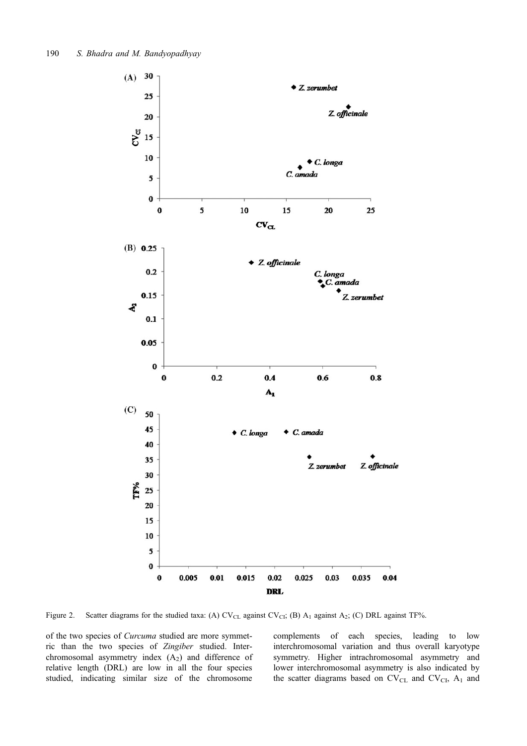Figure 2. Scatter diagrams for the studied taxa: (A) $CV_{CL}$ against $CV_{CI}$; (B) $A_1$ against $A_2$; (C) DRL against TF%.

of the two species of *Curcuma* studied are more symmetric than the two species of *Zingiber* studied. Interchromosomal asymmetry index ($A_2$) and difference of relative length (DRL) are low in all the four species studied, indicating similar size of the chromosome complements of each species, leading to low interchromosomal variation and thus overall karyotype symmetry. Higher intrachromosomal asymmetry and lower interchromosomal asymmetry is also indicated by the scatter diagrams based on $CV_{CL}$ and $CV_{CI}$, $A_1$ and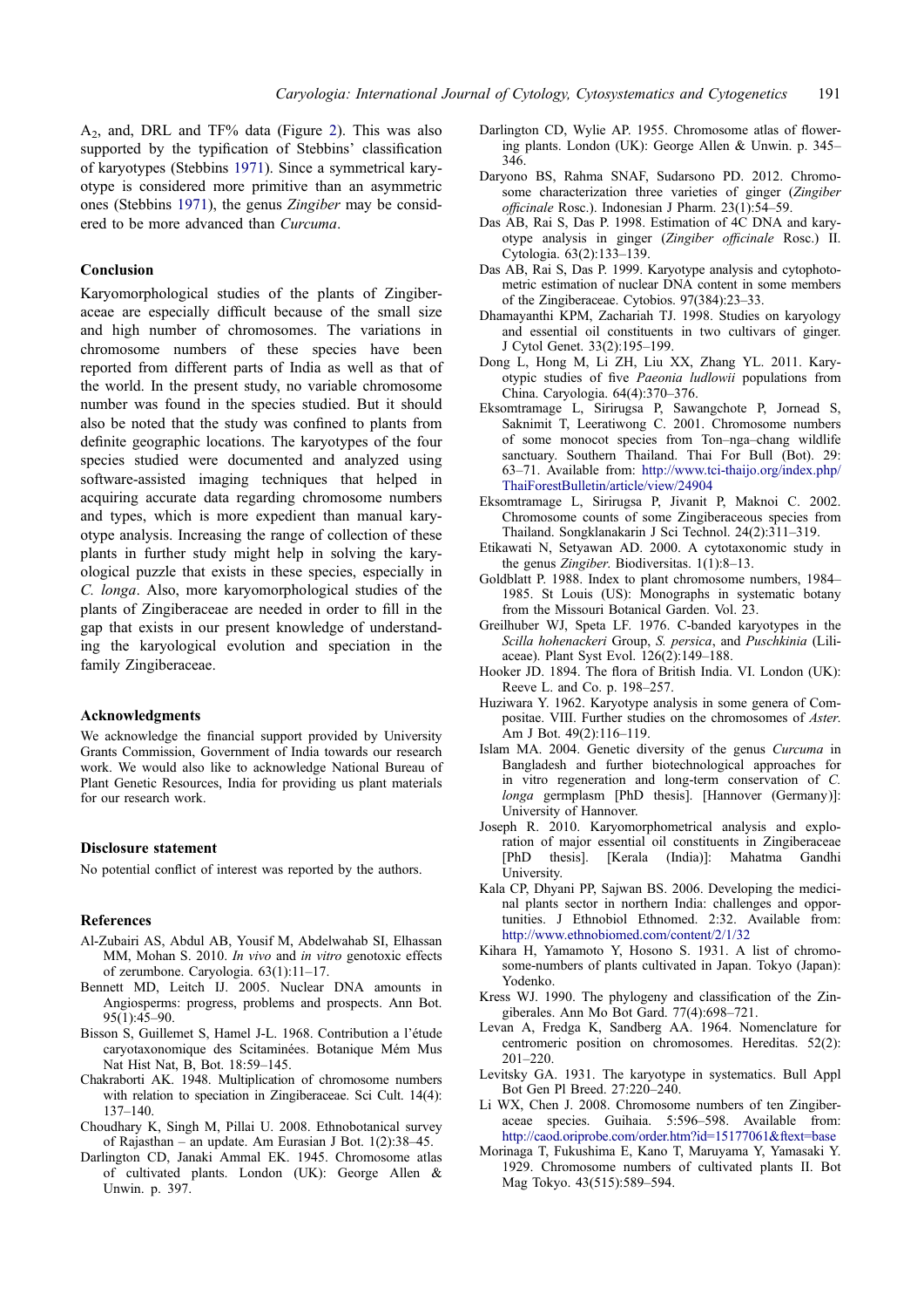$A_2$, and, DRL and TF% data (Figure 2). This was also supported by the typification of Stebbins' classification of karyotypes (Stebbins 1971). Since a symmetrical karyotype is considered more primitive than an asymmetric ones (Stebbins 1971), the genus *Zingiber* may be considered to be more advanced than *Curcuma*.

## Conclusion

Karyomorphological studies of the plants of Zingiberaceae are especially difficult because of the small size and high number of chromosomes. The variations in chromosome numbers of these species have been reported from different parts of India as well as that of the world. In the present study, no variable chromosome number was found in the species studied. But it should also be noted that the study was confined to plants from definite geographic locations. The karyotypes of the four species studied were documented and analyzed using software-assisted imaging techniques that helped in acquiring accurate data regarding chromosome numbers and types, which is more expedient than manual karyotype analysis. Increasing the range of collection of these plants in further study might help in solving the karyological puzzle that exists in these species, especially in *C. longa*. Also, more karyomorphological studies of the plants of Zingiberaceae are needed in order to fill in the gap that exists in our present knowledge of understanding the karyological evolution and speciation in the family Zingiberaceae.

## Acknowledgments

We acknowledge the financial support provided by University Grants Commission, Government of India towards our research work. We would also like to acknowledge National Bureau of Plant Genetic Resources, India for providing us plant materials for our research work.

## Disclosure statement

No potential conflict of interest was reported by the authors.

## References

Al-Zubairi AS, Abdul AB, Yousif M, Abdelwahab SI, Elhassan MM, Mohan S. 2010. *In vivo* and *in vitro* genotoxic effects of zerumbone. Caryologia. 63(1):11–17.

Bennett MD, Leitch IJ. 2005. Nuclear DNA amounts in Angiosperms: progress, problems and prospects. Ann Bot. 95(1):45–90.

Bisson S, Guillemet S, Hamel J-L. 1968. Contribution a l'étude caryotaxonomique des Scitaminées. Botanique Mém Mus Nat Hist Nat, B, Bot. 18:59–145.

Chakraborti AK. 1948. Multiplication of chromosome numbers with relation to speciation in Zingiberaceae. Sci Cult. 14(4): 137–140.

Choudhary K, Singh M, Pillai U. 2008. Ethnobotanical survey of Rajasthan – an update. Am Eurasian J Bot. 1(2):38–45.

Darlington CD, Janaki Ammal EK. 1945. Chromosome atlas of cultivated plants. London (UK): George Allen & Unwin. p. 397.

Darlington CD, Wylie AP. 1955. Chromosome atlas of flowering plants. London (UK): George Allen & Unwin. p. 345–346.

Daryono BS, Rahma SNAF, Sudarsono PD. 2012. Chromosome characterization three varieties of ginger (*Zingiber officinale* Rosc.). Indonesian J Pharm. 23(1):54–59.

Das AB, Rai S, Das P. 1998. Estimation of 4C DNA and karyotype analysis in ginger (*Zingiber officinale* Rosc.) II. Cytologia. 63(2):133–139.

Das AB, Rai S, Das P. 1999. Karyotype analysis and cytophotometric estimation of nuclear DNA content in some members of the Zingiberaceae. Cytobios. 97(384):23–33.

Dhamayanthi KPM, Zachariah TJ. 1998. Studies on karyology and essential oil constituents in two cultivars of ginger. J Cytol Genet. 33(2):195–199.

Dong L, Hong M, Li ZH, Liu XX, Zhang YL. 2011. Karyotypic studies of five *Paeonia ludlowii* populations from China. Caryologia. 64(4):370–376.

Eksomtramage L, Sirirugsa P, Sawangchote P, Jornead S, Saknimit T, Leeratiwong C. 2001. Chromosome numbers of some monocot species from Ton–nga–chang wildlife sanctuary. Southern Thailand. Thai For Bull (Bot). 29: 63–71. Available from: http://www.tci-thaijo.org/index.php/ThaiForestBulletin/article/view/24904

Eksomtramage L, Sirirugsa P, Jivanit P, Maknoi C. 2002. Chromosome counts of some Zingiberaceous species from Thailand. Songklanakarin J Sci Technol. 24(2):311–319.

Etikawati N, Setyawan AD. 2000. A cytotaxonomic study in the genus *Zingiber*. Biodiversitas. 1(1):8–13.

Goldblatt P. 1988. Index to plant chromosome numbers, 1984–1985. St Louis (US): Monographs in systematic botany from the Missouri Botanical Garden. Vol. 23.

Greilhuber WJ, Speta LF. 1976. C-banded karyotypes in the *Scilla hohenackeri* Group, *S. persica*, and *Puschkinia* (Liliaceae). Plant Syst Evol. 126(2):149–188.

Hooker JD. 1894. The flora of British India. VI. London (UK): Reeve L. and Co. p. 198–257.

Huziwara Y. 1962. Karyotype analysis in some genera of Compositae. VIII. Further studies on the chromosomes of *Aster*. Am J Bot. 49(2):116–119.

Islam MA. 2004. Genetic diversity of the genus *Curcuma* in Bangladesh and further biotechnological approaches for in vitro regeneration and long-term conservation of *C. longa* germplasm [PhD thesis]. [Hannover (Germany)]: University of Hannover.

Joseph R. 2010. Karyomorphometrical analysis and exploration of major essential oil constituents in Zingiberaceae [PhD thesis]. [Kerala (India)]: Mahatma Gandhi University.

Kala CP, Dhyani PP, Sajwan BS. 2006. Developing the medicinal plants sector in northern India: challenges and opportunities. J Ethnobiol Ethnomed. 2:32. Available from: http://www.ethnobiomed.com/content/2/1/32

Kihara H, Yamamoto Y, Hosono S. 1931. A list of chromosome-numbers of plants cultivated in Japan. Tokyo (Japan): Yodenko.

Kress WJ. 1990. The phylogeny and classification of the Zingiberales. Ann Mo Bot Gard. 77(4):698–721.

Levan A, Fredga K, Sandberg AA. 1964. Nomenclature for centromeric position on chromosomes. Hereditas. 52(2): 201–220.

Levitsky GA. 1931. The karyotype in systematics. Bull Appl Bot Gen Pl Breed. 27:220–240.

Li WX, Chen J. 2008. Chromosome numbers of ten Zingiberaceae species. Guihaia. 5:596–598. Available from: http://caod.oriprobe.com/order.htm?id=15177061&ftext=base

Morinaga T, Fukushima E, Kano T, Maruyama Y, Yamasaki Y. 1929. Chromosome numbers of cultivated plants II. Bot Mag Tokyo. 43(515):589–594.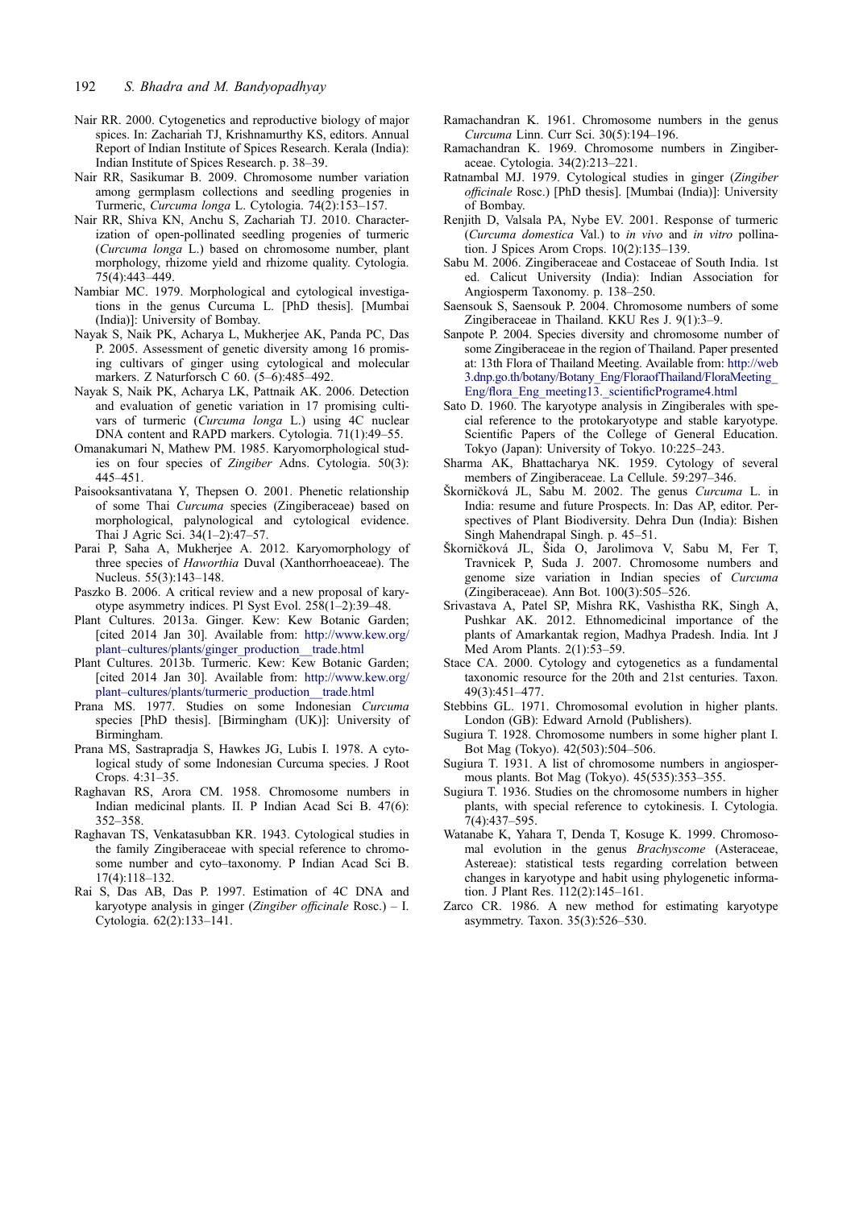Nair RR. 2000. Cytogenetics and reproductive biology of major spices. In: Zachariah TJ, Krishnamurthy KS, editors. Annual Report of Indian Institute of Spices Research. Kerala (India): Indian Institute of Spices Research. p. 38–39.

Nair RR, Sasikumar B. 2009. Chromosome number variation among germplasm collections and seedling progenies in Turmeric, *Curcuma longa* L. Cytologia. 74(2):153–157.

Nair RR, Shiva KN, Anchu S, Zachariah TJ. 2010. Characterization of open-pollinated seedling progenies of turmeric (*Curcuma longa* L.) based on chromosome number, plant morphology, rhizome yield and rhizome quality. Cytologia. 75(4):443–449.

Nambiar MC. 1979. Morphological and cytological investigations in the genus Curcuma L. [PhD thesis]. [Mumbai (India)]: University of Bombay.

Nayak S, Naik PK, Acharya L, Mukherjee AK, Panda PC, Das P. 2005. Assessment of genetic diversity among 16 promising cultivars of ginger using cytological and molecular markers. Z Naturforsch C 60. (5–6):485–492.

Nayak S, Naik PK, Acharya LK, Pattnaik AK. 2006. Detection and evaluation of genetic variation in 17 promising cultivars of turmeric (*Curcuma longa* L.) using 4C nuclear DNA content and RAPD markers. Cytologia. 71(1):49–55.

Omanakumari N, Mathew PM. 1985. Karyomorphological studies on four species of *Zingiber* Adns. Cytologia. 50(3): 445–451.

Paisooksantivatana Y, Thepsen O. 2001. Phenetic relationship of some Thai *Curcuma* species (Zingiberaceae) based on morphological, palynological and cytological evidence. Thai J Agric Sci. 34(1–2):47–57.

Parai P, Saha A, Mukherjee A. 2012. Karyomorphology of three species of *Haworthia* Duval (Xanthorrhoeaceae). The Nucleus. 55(3):143–148.

Paszko B. 2006. A critical review and a new proposal of karyotype asymmetry indices. Pl Syst Evol. 258(1–2):39–48.

Plant Cultures. 2013a. Ginger. Kew: Kew Botanic Garden; [cited 2014 Jan 30]. Available from: http://www.kew.org/plant–cultures/plants/ginger_production__trade.html

Plant Cultures. 2013b. Turmeric. Kew: Kew Botanic Garden; [cited 2014 Jan 30]. Available from: http://www.kew.org/plant–cultures/plants/turmeric_production__trade.html

Prana MS. 1977. Studies on some Indonesian *Curcuma* species [PhD thesis]. [Birmingham (UK)]: University of Birmingham.

Prana MS, Sastrapradja S, Hawkes JG, Lubis I. 1978. A cytological study of some Indonesian Curcuma species. J Root Crops. 4:31–35.

Raghavan RS, Arora CM. 1958. Chromosome numbers in Indian medicinal plants. II. P Indian Acad Sci B. 47(6): 352–358.

Raghavan TS, Venkatasubban KR. 1943. Cytological studies in the family Zingiberaceae with special reference to chromosome number and cyto–taxonomy. P Indian Acad Sci B. 17(4):118–132.

Rai S, Das AB, Das P. 1997. Estimation of 4C DNA and karyotype analysis in ginger (*Zingiber officinale* Rosc.) – I. Cytologia. 62(2):133–141.

Ramachandran K. 1961. Chromosome numbers in the genus *Curcuma* Linn. Curr Sci. 30(5):194–196.

Ramachandran K. 1969. Chromosome numbers in Zingiberaceae. Cytologia. 34(2):213–221.

Ratnambal MJ. 1979. Cytological studies in ginger (*Zingiber officinale* Rosc.) [PhD thesis]. [Mumbai (India)]: University of Bombay.

Renjith D, Valsala PA, Nybe EV. 2001. Response of turmeric (*Curcuma domestica* Val.) to *in vivo* and *in vitro* pollination. J Spices Arom Crops. 10(2):135–139.

Sabu M. 2006. Zingiberaceae and Costaceae of South India. 1st ed. Calicut University (India): Indian Association for Angiosperm Taxonomy. p. 138–250.

Saensouk S, Saensouk P. 2004. Chromosome numbers of some Zingiberaceae in Thailand. KKU Res J. 9(1):3–9.

Sanpote P. 2004. Species diversity and chromosome number of some Zingiberaceae in the region of Thailand. Paper presented at: 13th Flora of Thailand Meeting. Available from: http://web3.dnp.go.th/botany/Botany_Eng/FloraofThailand/FloraMeeting_Eng/flora_Eng_meeting13._scientificPrograme4.html

Sato D. 1960. The karyotype analysis in Zingiberales with special reference to the protokaryotype and stable karyotype. Scientific Papers of the College of General Education. Tokyo (Japan): University of Tokyo. 10:225–243.

Sharma AK, Bhattacharya NK. 1959. Cytology of several members of Zingiberaceae. La Cellule. 59:297–346.

Škorničková JL, Sabu M. 2002. The genus *Curcuma* L. in India: resume and future Prospects. In: Das AP, editor. Perspectives of Plant Biodiversity. Dehra Dun (India): Bishen Singh Mahendrapal Singh. p. 45–51.

Škorničková JL, Šida O, Jarolimova V, Sabu M, Fer T, Travnicek P, Suda J. 2007. Chromosome numbers and genome size variation in Indian species of *Curcuma* (Zingiberaceae). Ann Bot. 100(3):505–526.

Srivastava A, Patel SP, Mishra RK, Vashistha RK, Singh A, Pushkar AK. 2012. Ethnomedicinal importance of the plants of Amarkantak region, Madhya Pradesh. India. Int J Med Arom Plants. 2(1):53–59.

Stace CA. 2000. Cytology and cytogenetics as a fundamental taxonomic resource for the 20th and 21st centuries. Taxon. 49(3):451–477.

Stebbins GL. 1971. Chromosomal evolution in higher plants. London (GB): Edward Arnold (Publishers).

Sugiura T. 1928. Chromosome numbers in some higher plant I. Bot Mag (Tokyo). 42(503):504–506.

Sugiura T. 1931. A list of chromosome numbers in angiospermous plants. Bot Mag (Tokyo). 45(535):353–355.

Sugiura T. 1936. Studies on the chromosome numbers in higher plants, with special reference to cytokinesis. I. Cytologia. 7(4):437–595.

Watanabe K, Yahara T, Denda T, Kosuge K. 1999. Chromosomal evolution in the genus *Brachyscome* (Asteraceae, Astereae): statistical tests regarding correlation between changes in karyotype and habit using phylogenetic information. J Plant Res. 112(2):145–161.

Zarco CR. 1986. A new method for estimating karyotype asymmetry. Taxon. 35(3):526–530.